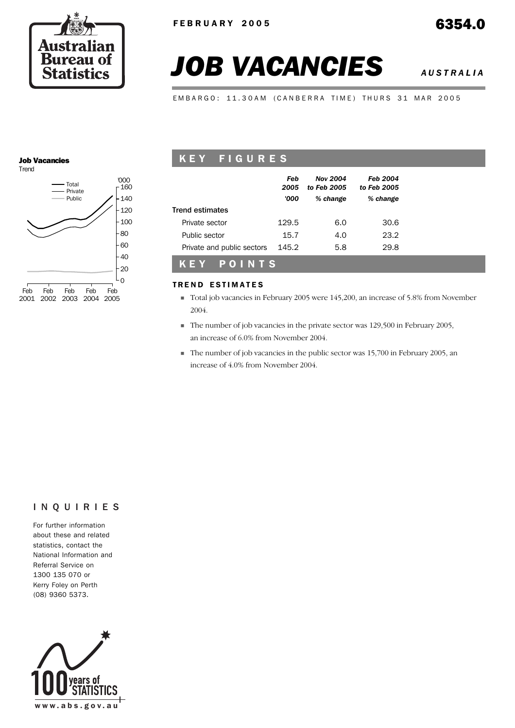FEBRUARY 2005

# JOB VACANCIES

*AUSTRALIA*

6354.0

EMBARGO: 11.30AM (CANBERRA TIME) THURS 31 MAR 2005

**Job Vacancies**
Trend

## KEY FIGURES

| | *Feb 2005* | *Nov 2004 to Feb 2005* | *Feb 2004 to Feb 2005* |
|---|---|---|---|
| | *'000* | *% change* | *% change* |
| **Trend estimates** | | | |
| Private sector | 129.5 | 6.0 | 30.6 |
| Public sector | 15.7 | 4.0 | 23.2 |
| Private and public sectors | 145.2 | 5.8 | 29.8 |

## KEY POINTS

### TREND ESTIMATES

- Total job vacancies in February 2005 were 145,200, an increase of 5.8% from November 2004.
- The number of job vacancies in the private sector was 129,500 in February 2005, an increase of 6.0% from November 2004.
- The number of job vacancies in the public sector was 15,700 in February 2005, an increase of 4.0% from November 2004.

## INQUIRIES

For further information about these and related statistics, contact the National Information and Referral Service on 1300 135 070 or Kerry Foley on Perth (08) 9360 5373.

www.abs.gov.au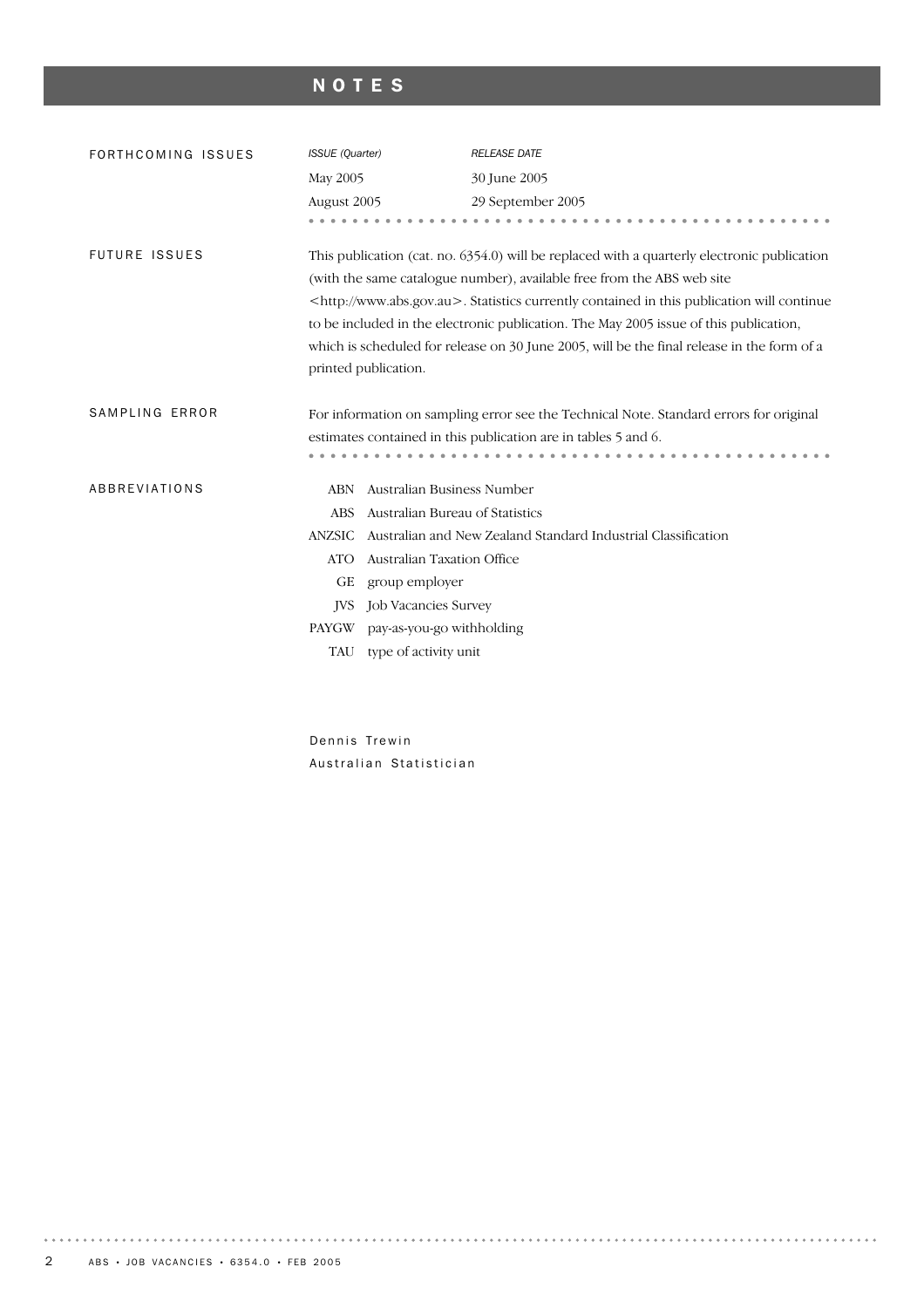# NOTES

## FORTHCOMING ISSUES

| *ISSUE (Quarter)* | *RELEASE DATE* |
| --- | --- |
| May 2005 | 30 June 2005 |
| August 2005 | 29 September 2005 |

## FUTURE ISSUES

This publication (cat. no. 6354.0) will be replaced with a quarterly electronic publication (with the same catalogue number), available free from the ABS web site <http://www.abs.gov.au>. Statistics currently contained in this publication will continue to be included in the electronic publication. The May 2005 issue of this publication, which is scheduled for release on 30 June 2005, will be the final release in the form of a printed publication.

## SAMPLING ERROR

For information on sampling error see the Technical Note. Standard errors for original estimates contained in this publication are in tables 5 and 6.

## ABBREVIATIONS

| | |
| --- | --- |
| ABN | Australian Business Number |
| ABS | Australian Bureau of Statistics |
| ANZSIC | Australian and New Zealand Standard Industrial Classification |
| ATO | Australian Taxation Office |
| GE | group employer |
| JVS | Job Vacancies Survey |
| PAYGW | pay-as-you-go withholding |
| TAU | type of activity unit |

Dennis Trewin
Australian Statistician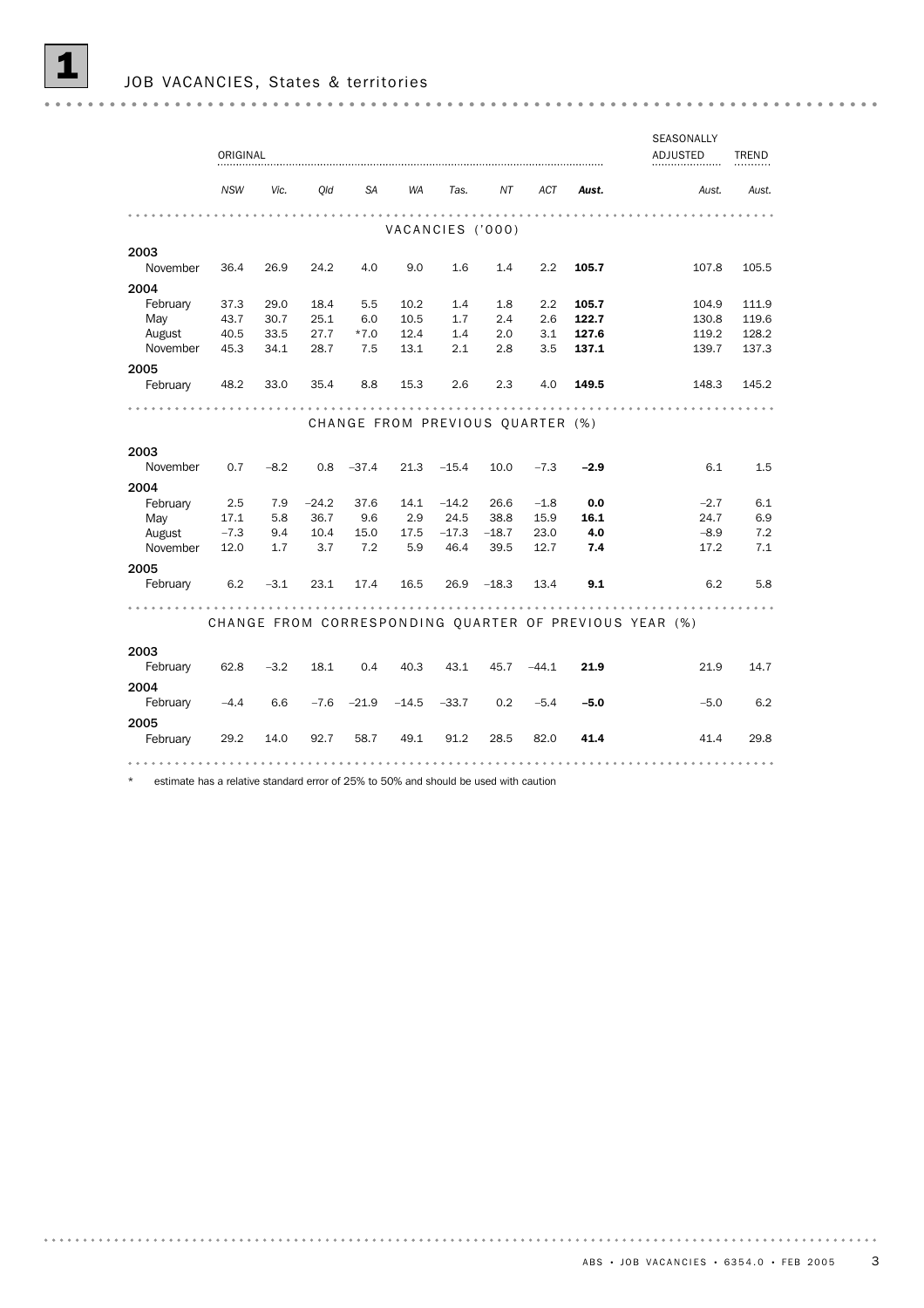# 1 JOB VACANCIES, States & territories

| | ORIGINAL | | | | | | | | | SEASONALLY ADJUSTED | TREND |
|---|---|---|---|---|---|---|---|---|---|---|---|
| | *NSW* | *Vic.* | *Qld* | *SA* | *WA* | *Tas.* | *NT* | *ACT* | ***Aust.*** | *Aust.* | *Aust.* |
| **VACANCIES ('000)** | | | | | | | | | | | |
| **2003** | | | | | | | | | | | |
| November | 36.4 | 26.9 | 24.2 | 4.0 | 9.0 | 1.6 | 1.4 | 2.2 | **105.7** | 107.8 | 105.5 |
| **2004** | | | | | | | | | | | |
| February | 37.3 | 29.0 | 18.4 | 5.5 | 10.2 | 1.4 | 1.8 | 2.2 | **105.7** | 104.9 | 111.9 |
| May | 43.7 | 30.7 | 25.1 | 6.0 | 10.5 | 1.7 | 2.4 | 2.6 | **122.7** | 130.8 | 119.6 |
| August | 40.5 | 33.5 | 27.7 | *7.0 | 12.4 | 1.4 | 2.0 | 3.1 | **127.6** | 119.2 | 128.2 |
| November | 45.3 | 34.1 | 28.7 | 7.5 | 13.1 | 2.1 | 2.8 | 3.5 | **137.1** | 139.7 | 137.3 |
| **2005** | | | | | | | | | | | |
| February | 48.2 | 33.0 | 35.4 | 8.8 | 15.3 | 2.6 | 2.3 | 4.0 | **149.5** | 148.3 | 145.2 |
| **CHANGE FROM PREVIOUS QUARTER (%)** | | | | | | | | | | | |
| **2003** | | | | | | | | | | | |
| November | 0.7 | –8.2 | 0.8 | –37.4 | 21.3 | –15.4 | 10.0 | –7.3 | **–2.9** | 6.1 | 1.5 |
| **2004** | | | | | | | | | | | |
| February | 2.5 | 7.9 | –24.2 | 37.6 | 14.1 | –14.2 | 26.6 | –1.8 | **0.0** | –2.7 | 6.1 |
| May | 17.1 | 5.8 | 36.7 | 9.6 | 2.9 | 24.5 | 38.8 | 15.9 | **16.1** | 24.7 | 6.9 |
| August | –7.3 | 9.4 | 10.4 | 15.0 | 17.5 | –17.3 | –18.7 | 23.0 | **4.0** | –8.9 | 7.2 |
| November | 12.0 | 1.7 | 3.7 | 7.2 | 5.9 | 46.4 | 39.5 | 12.7 | **7.4** | 17.2 | 7.1 |
| **2005** | | | | | | | | | | | |
| February | 6.2 | –3.1 | 23.1 | 17.4 | 16.5 | 26.9 | –18.3 | 13.4 | **9.1** | 6.2 | 5.8 |
| **CHANGE FROM CORRESPONDING QUARTER OF PREVIOUS YEAR (%)** | | | | | | | | | | | |
| **2003** | | | | | | | | | | | |
| February | 62.8 | –3.2 | 18.1 | 0.4 | 40.3 | 43.1 | 45.7 | –44.1 | **21.9** | 21.9 | 14.7 |
| **2004** | | | | | | | | | | | |
| February | –4.4 | 6.6 | –7.6 | –21.9 | –14.5 | –33.7 | 0.2 | –5.4 | **–5.0** | –5.0 | 6.2 |
| **2005** | | | | | | | | | | | |
| February | 29.2 | 14.0 | 92.7 | 58.7 | 49.1 | 91.2 | 28.5 | 82.0 | **41.4** | 41.4 | 29.8 |

\* estimate has a relative standard error of 25% to 50% and should be used with caution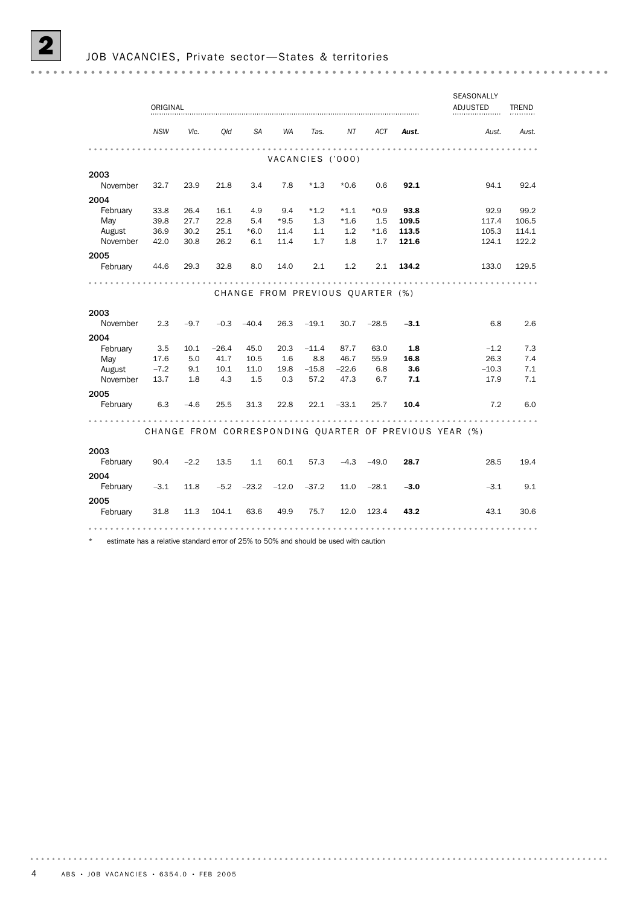# 2 JOB VACANCIES, Private sector—States & territories

| | ORIGINAL | | | | | | | | | SEASONALLY ADJUSTED | TREND |
|---|---|---|---|---|---|---|---|---|---|---|---|
| | *NSW* | *Vic.* | *Qld* | *SA* | *WA* | *Tas.* | *NT* | *ACT* | ***Aust.*** | *Aust.* | *Aust.* |
| **VACANCIES ('000)** | | | | | | | | | | | |
| **2003** | | | | | | | | | | | |
| November | 32.7 | 23.9 | 21.8 | 3.4 | 7.8 | *1.3 | *0.6 | 0.6 | **92.1** | 94.1 | 92.4 |
| **2004** | | | | | | | | | | | |
| February | 33.8 | 26.4 | 16.1 | 4.9 | 9.4 | *1.2 | *1.1 | *0.9 | **93.8** | 92.9 | 99.2 |
| May | 39.8 | 27.7 | 22.8 | 5.4 | *9.5 | 1.3 | *1.6 | 1.5 | **109.5** | 117.4 | 106.5 |
| August | 36.9 | 30.2 | 25.1 | *6.0 | 11.4 | 1.1 | 1.2 | *1.6 | **113.5** | 105.3 | 114.1 |
| November | 42.0 | 30.8 | 26.2 | 6.1 | 11.4 | 1.7 | 1.8 | 1.7 | **121.6** | 124.1 | 122.2 |
| **2005** | | | | | | | | | | | |
| February | 44.6 | 29.3 | 32.8 | 8.0 | 14.0 | 2.1 | 1.2 | 2.1 | **134.2** | 133.0 | 129.5 |
| **CHANGE FROM PREVIOUS QUARTER (%)** | | | | | | | | | | | |
| **2003** | | | | | | | | | | | |
| November | 2.3 | –9.7 | –0.3 | –40.4 | 26.3 | –19.1 | 30.7 | –28.5 | **–3.1** | 6.8 | 2.6 |
| **2004** | | | | | | | | | | | |
| February | 3.5 | 10.1 | –26.4 | 45.0 | 20.3 | –11.4 | 87.7 | 63.0 | **1.8** | –1.2 | 7.3 |
| May | 17.6 | 5.0 | 41.7 | 10.5 | 1.6 | 8.8 | 46.7 | 55.9 | **16.8** | 26.3 | 7.4 |
| August | –7.2 | 9.1 | 10.1 | 11.0 | 19.8 | –15.8 | –22.6 | 6.8 | **3.6** | –10.3 | 7.1 |
| November | 13.7 | 1.8 | 4.3 | 1.5 | 0.3 | 57.2 | 47.3 | 6.7 | **7.1** | 17.9 | 7.1 |
| **2005** | | | | | | | | | | | |
| February | 6.3 | –4.6 | 25.5 | 31.3 | 22.8 | 22.1 | –33.1 | 25.7 | **10.4** | 7.2 | 6.0 |
| **CHANGE FROM CORRESPONDING QUARTER OF PREVIOUS YEAR (%)** | | | | | | | | | | | |
| **2003** | | | | | | | | | | | |
| February | 90.4 | –2.2 | 13.5 | 1.1 | 60.1 | 57.3 | –4.3 | –49.0 | **28.7** | 28.5 | 19.4 |
| **2004** | | | | | | | | | | | |
| February | –3.1 | 11.8 | –5.2 | –23.2 | –12.0 | –37.2 | 11.0 | –28.1 | **–3.0** | –3.1 | 9.1 |
| **2005** | | | | | | | | | | | |
| February | 31.8 | 11.3 | 104.1 | 63.6 | 49.9 | 75.7 | 12.0 | 123.4 | **43.2** | 43.1 | 30.6 |

\* estimate has a relative standard error of 25% to 50% and should be used with caution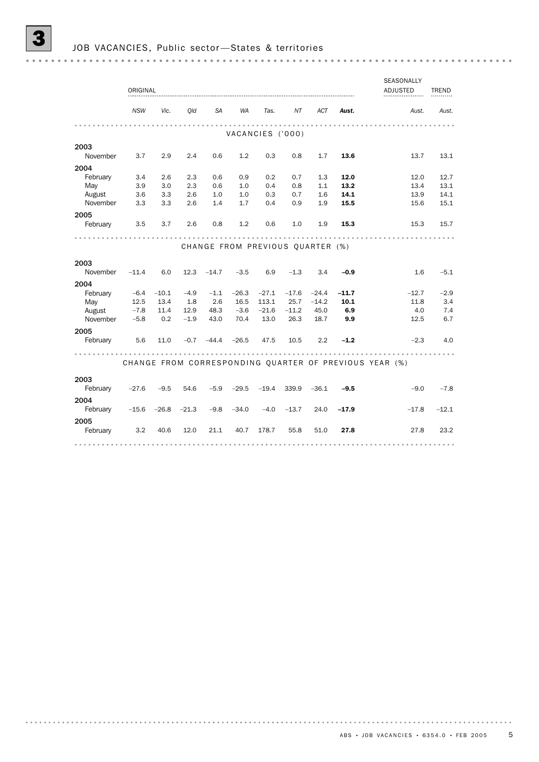## 3 JOB VACANCIES, Public sector—States & territories

| | ORIGINAL | | | | | | | | | SEASONALLY ADJUSTED | TREND |
|---|---|---|---|---|---|---|---|---|---|---|---|
| | *NSW* | *Vic.* | *Qld* | *SA* | *WA* | *Tas.* | *NT* | *ACT* | ***Aust.*** | *Aust.* | *Aust.* |
| **VACANCIES ('000)** | | | | | | | | | | | |
| **2003** | | | | | | | | | | | |
| November | 3.7 | 2.9 | 2.4 | 0.6 | 1.2 | 0.3 | 0.8 | 1.7 | **13.6** | 13.7 | 13.1 |
| **2004** | | | | | | | | | | | |
| February | 3.4 | 2.6 | 2.3 | 0.6 | 0.9 | 0.2 | 0.7 | 1.3 | **12.0** | 12.0 | 12.7 |
| May | 3.9 | 3.0 | 2.3 | 0.6 | 1.0 | 0.4 | 0.8 | 1.1 | **13.2** | 13.4 | 13.1 |
| August | 3.6 | 3.3 | 2.6 | 1.0 | 1.0 | 0.3 | 0.7 | 1.6 | **14.1** | 13.9 | 14.1 |
| November | 3.3 | 3.3 | 2.6 | 1.4 | 1.7 | 0.4 | 0.9 | 1.9 | **15.5** | 15.6 | 15.1 |
| **2005** | | | | | | | | | | | |
| February | 3.5 | 3.7 | 2.6 | 0.8 | 1.2 | 0.6 | 1.0 | 1.9 | **15.3** | 15.3 | 15.7 |
| **CHANGE FROM PREVIOUS QUARTER (%)** | | | | | | | | | | | |
| **2003** | | | | | | | | | | | |
| November | −11.4 | 6.0 | 12.3 | −14.7 | −3.5 | 6.9 | −1.3 | 3.4 | **−0.9** | 1.6 | −5.1 |
| **2004** | | | | | | | | | | | |
| February | −6.4 | −10.1 | −4.9 | −1.1 | −26.3 | −27.1 | −17.6 | −24.4 | **−11.7** | −12.7 | −2.9 |
| May | 12.5 | 13.4 | 1.8 | 2.6 | 16.5 | 113.1 | 25.7 | −14.2 | **10.1** | 11.8 | 3.4 |
| August | −7.8 | 11.4 | 12.9 | 48.3 | −3.6 | −21.6 | −11.2 | 45.0 | **6.9** | 4.0 | 7.4 |
| November | −5.8 | 0.2 | −1.9 | 43.0 | 70.4 | 13.0 | 26.3 | 18.7 | **9.9** | 12.5 | 6.7 |
| **2005** | | | | | | | | | | | |
| February | 5.6 | 11.0 | −0.7 | −44.4 | −26.5 | 47.5 | 10.5 | 2.2 | **−1.2** | −2.3 | 4.0 |
| **CHANGE FROM CORRESPONDING QUARTER OF PREVIOUS YEAR (%)** | | | | | | | | | | | |
| **2003** | | | | | | | | | | | |
| February | −27.6 | −9.5 | 54.6 | −5.9 | −29.5 | −19.4 | 339.9 | −36.1 | **−9.5** | −9.0 | −7.8 |
| **2004** | | | | | | | | | | | |
| February | −15.6 | −26.8 | −21.3 | −9.8 | −34.0 | −4.0 | −13.7 | 24.0 | **−17.9** | −17.8 | −12.1 |
| **2005** | | | | | | | | | | | |
| February | 3.2 | 40.6 | 12.0 | 21.1 | 40.7 | 178.7 | 55.8 | 51.0 | **27.8** | 27.8 | 23.2 |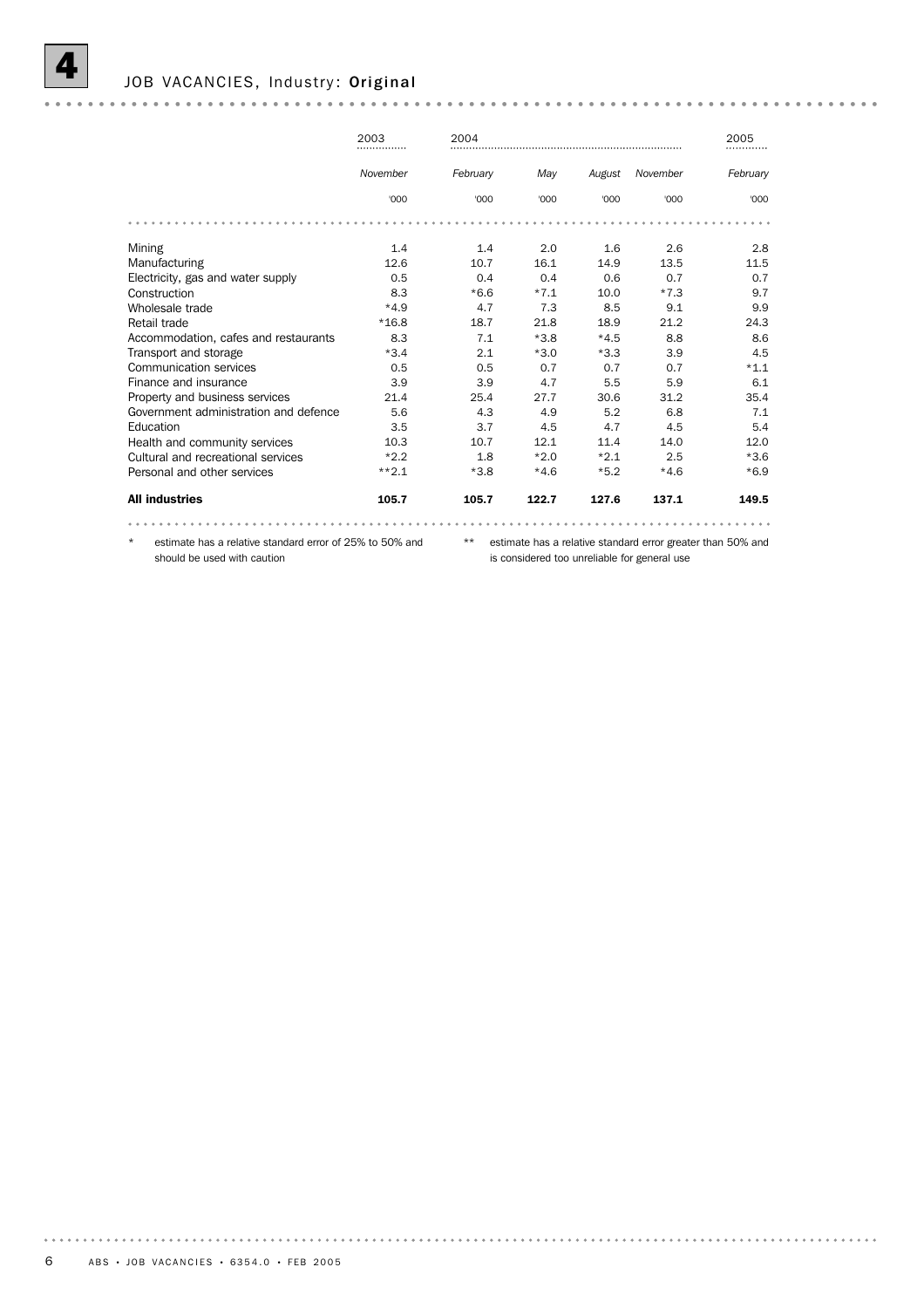## 4 JOB VACANCIES, Industry: Original

| | 2003 | 2004 | | | | 2005 |
|---|---|---|---|---|---|---|
| | *November* | *February* | *May* | *August* | *November* | *February* |
| | '000 | '000 | '000 | '000 | '000 | '000 |
| Mining | 1.4 | 1.4 | 2.0 | 1.6 | 2.6 | 2.8 |
| Manufacturing | 12.6 | 10.7 | 16.1 | 14.9 | 13.5 | 11.5 |
| Electricity, gas and water supply | 0.5 | 0.4 | 0.4 | 0.6 | 0.7 | 0.7 |
| Construction | 8.3 | *6.6 | *7.1 | 10.0 | *7.3 | 9.7 |
| Wholesale trade | *4.9 | 4.7 | 7.3 | 8.5 | 9.1 | 9.9 |
| Retail trade | *16.8 | 18.7 | 21.8 | 18.9 | 21.2 | 24.3 |
| Accommodation, cafes and restaurants | 8.3 | 7.1 | *3.8 | *4.5 | 8.8 | 8.6 |
| Transport and storage | *3.4 | 2.1 | *3.0 | *3.3 | 3.9 | 4.5 |
| Communication services | 0.5 | 0.5 | 0.7 | 0.7 | 0.7 | *1.1 |
| Finance and insurance | 3.9 | 3.9 | 4.7 | 5.5 | 5.9 | 6.1 |
| Property and business services | 21.4 | 25.4 | 27.7 | 30.6 | 31.2 | 35.4 |
| Government administration and defence | 5.6 | 4.3 | 4.9 | 5.2 | 6.8 | 7.1 |
| Education | 3.5 | 3.7 | 4.5 | 4.7 | 4.5 | 5.4 |
| Health and community services | 10.3 | 10.7 | 12.1 | 11.4 | 14.0 | 12.0 |
| Cultural and recreational services | *2.2 | 1.8 | *2.0 | *2.1 | 2.5 | *3.6 |
| Personal and other services | **2.1 | *3.8 | *4.6 | *5.2 | *4.6 | *6.9 |
| **All industries** | **105.7** | **105.7** | **122.7** | **127.6** | **137.1** | **149.5** |

\* estimate has a relative standard error of 25% to 50% and should be used with caution

\*\* estimate has a relative standard error greater than 50% and is considered too unreliable for general use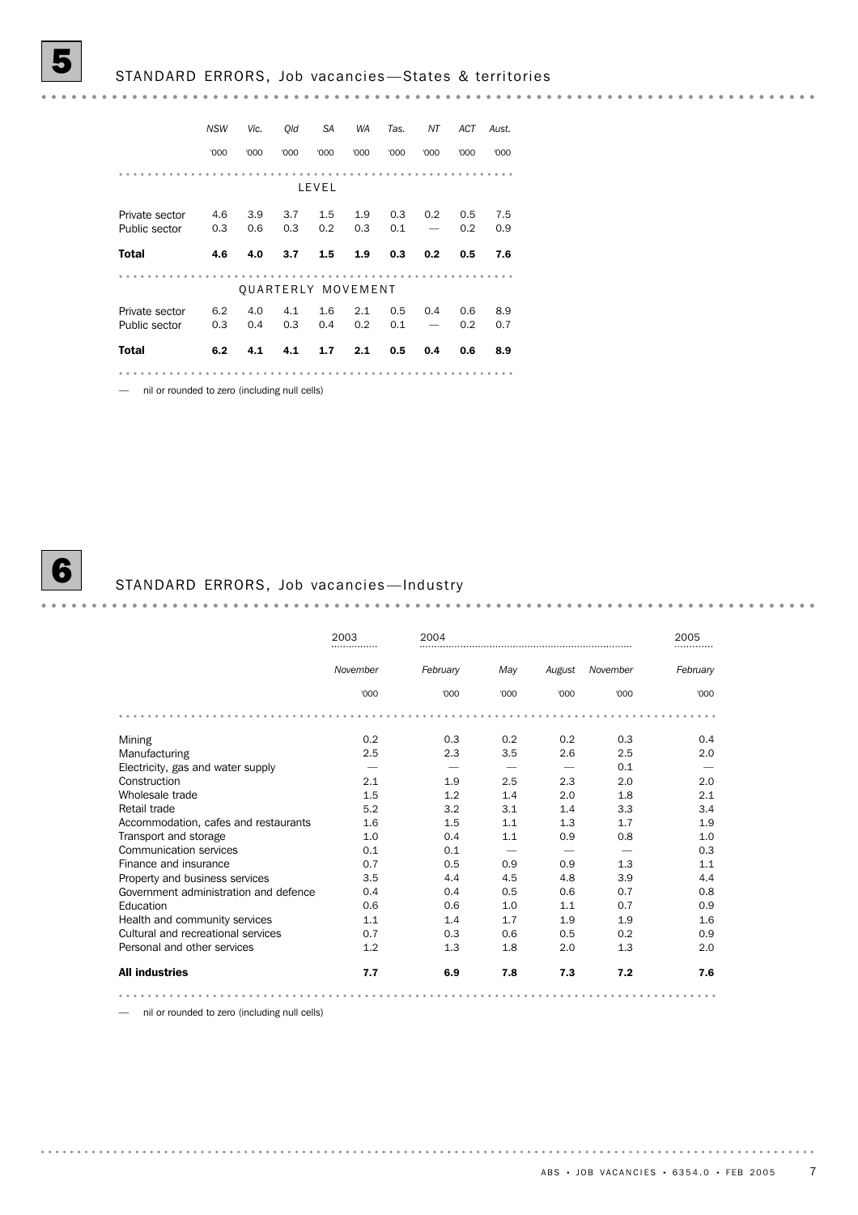## 5 STANDARD ERRORS, Job vacancies—States & territories

| | NSW | Vic. | Qld | SA | WA | Tas. | NT | ACT | Aust. |
|---|---|---|---|---|---|---|---|---|---|
| | '000 | '000 | '000 | '000 | '000 | '000 | '000 | '000 | '000 |
| **LEVEL** | | | | | | | | | |
| Private sector | 4.6 | 3.9 | 3.7 | 1.5 | 1.9 | 0.3 | 0.2 | 0.5 | 7.5 |
| Public sector | 0.3 | 0.6 | 0.3 | 0.2 | 0.3 | 0.1 | — | 0.2 | 0.9 |
| **Total** | **4.6** | **4.0** | **3.7** | **1.5** | **1.9** | **0.3** | **0.2** | **0.5** | **7.6** |
| **QUARTERLY MOVEMENT** | | | | | | | | | |
| Private sector | 6.2 | 4.0 | 4.1 | 1.6 | 2.1 | 0.5 | 0.4 | 0.6 | 8.9 |
| Public sector | 0.3 | 0.4 | 0.3 | 0.4 | 0.2 | 0.1 | — | 0.2 | 0.7 |
| **Total** | **6.2** | **4.1** | **4.1** | **1.7** | **2.1** | **0.5** | **0.4** | **0.6** | **8.9** |

— nil or rounded to zero (including null cells)

## 6 STANDARD ERRORS, Job vacancies—Industry

| | 2003 | 2004 | | | | 2005 |
|---|---|---|---|---|---|---|
| | November | February | May | August | November | February |
| | '000 | '000 | '000 | '000 | '000 | '000 |
| Mining | 0.2 | 0.3 | 0.2 | 0.2 | 0.3 | 0.4 |
| Manufacturing | 2.5 | 2.3 | 3.5 | 2.6 | 2.5 | 2.0 |
| Electricity, gas and water supply | — | — | — | — | 0.1 | — |
| Construction | 2.1 | 1.9 | 2.5 | 2.3 | 2.0 | 2.0 |
| Wholesale trade | 1.5 | 1.2 | 1.4 | 2.0 | 1.8 | 2.1 |
| Retail trade | 5.2 | 3.2 | 3.1 | 1.4 | 3.3 | 3.4 |
| Accommodation, cafes and restaurants | 1.6 | 1.5 | 1.1 | 1.3 | 1.7 | 1.9 |
| Transport and storage | 1.0 | 0.4 | 1.1 | 0.9 | 0.8 | 1.0 |
| Communication services | 0.1 | 0.1 | — | — | — | 0.3 |
| Finance and insurance | 0.7 | 0.5 | 0.9 | 0.9 | 1.3 | 1.1 |
| Property and business services | 3.5 | 4.4 | 4.5 | 4.8 | 3.9 | 4.4 |
| Government administration and defence | 0.4 | 0.4 | 0.5 | 0.6 | 0.7 | 0.8 |
| Education | 0.6 | 0.6 | 1.0 | 1.1 | 0.7 | 0.9 |
| Health and community services | 1.1 | 1.4 | 1.7 | 1.9 | 1.9 | 1.6 |
| Cultural and recreational services | 0.7 | 0.3 | 0.6 | 0.5 | 0.2 | 0.9 |
| Personal and other services | 1.2 | 1.3 | 1.8 | 2.0 | 1.3 | 2.0 |
| **All industries** | **7.7** | **6.9** | **7.8** | **7.3** | **7.2** | **7.6** |

— nil or rounded to zero (including null cells)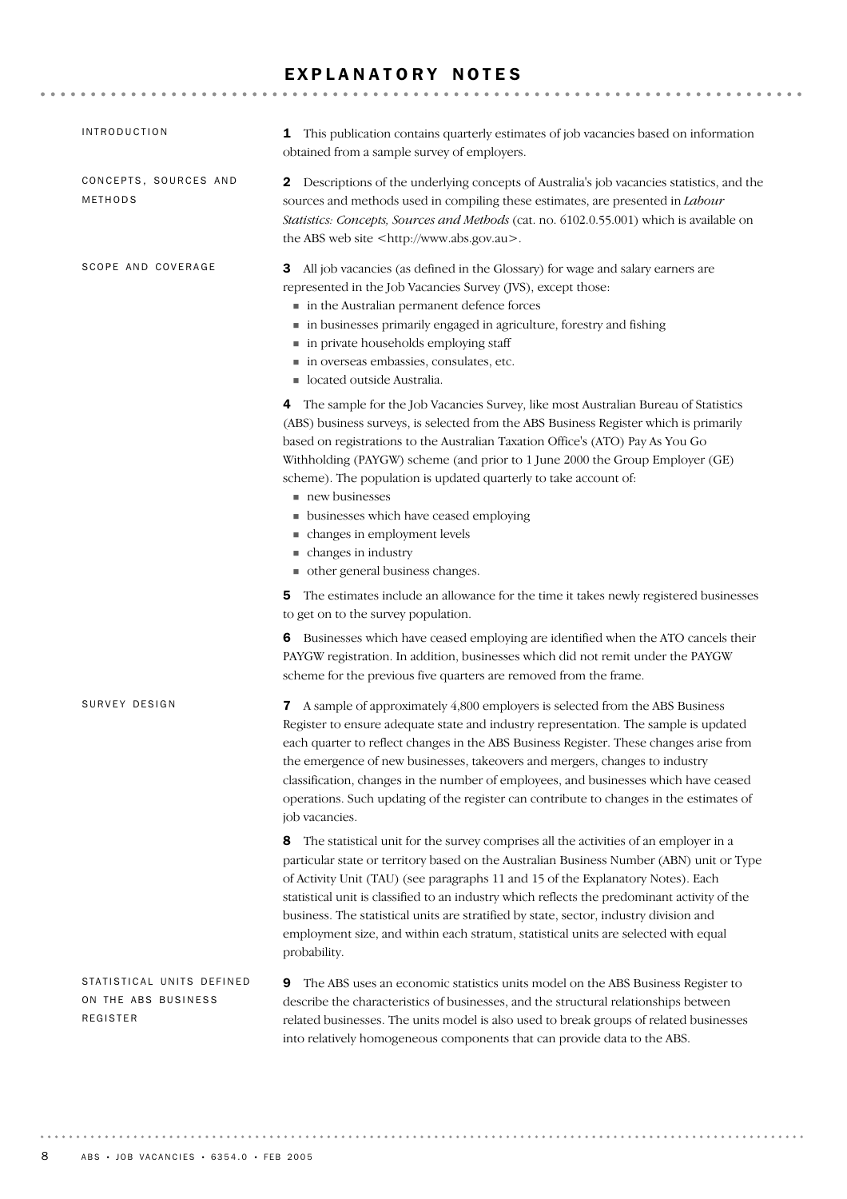# EXPLANATORY NOTES

## INTRODUCTION

**1** This publication contains quarterly estimates of job vacancies based on information obtained from a sample survey of employers.

## CONCEPTS, SOURCES AND METHODS

**2** Descriptions of the underlying concepts of Australia's job vacancies statistics, and the sources and methods used in compiling these estimates, are presented in *Labour Statistics: Concepts, Sources and Methods* (cat. no. 6102.0.55.001) which is available on the ABS web site <http://www.abs.gov.au>.

## SCOPE AND COVERAGE

**3** All job vacancies (as defined in the Glossary) for wage and salary earners are represented in the Job Vacancies Survey (JVS), except those:

- in the Australian permanent defence forces
- in businesses primarily engaged in agriculture, forestry and fishing
- in private households employing staff
- in overseas embassies, consulates, etc.
- located outside Australia.

**4** The sample for the Job Vacancies Survey, like most Australian Bureau of Statistics (ABS) business surveys, is selected from the ABS Business Register which is primarily based on registrations to the Australian Taxation Office's (ATO) Pay As You Go Withholding (PAYGW) scheme (and prior to 1 June 2000 the Group Employer (GE) scheme). The population is updated quarterly to take account of:

- new businesses
- businesses which have ceased employing
- changes in employment levels
- changes in industry
- other general business changes.

**5** The estimates include an allowance for the time it takes newly registered businesses to get on to the survey population.

**6** Businesses which have ceased employing are identified when the ATO cancels their PAYGW registration. In addition, businesses which did not remit under the PAYGW scheme for the previous five quarters are removed from the frame.

## SURVEY DESIGN

**7** A sample of approximately 4,800 employers is selected from the ABS Business Register to ensure adequate state and industry representation. The sample is updated each quarter to reflect changes in the ABS Business Register. These changes arise from the emergence of new businesses, takeovers and mergers, changes to industry classification, changes in the number of employees, and businesses which have ceased operations. Such updating of the register can contribute to changes in the estimates of job vacancies.

**8** The statistical unit for the survey comprises all the activities of an employer in a particular state or territory based on the Australian Business Number (ABN) unit or Type of Activity Unit (TAU) (see paragraphs 11 and 15 of the Explanatory Notes). Each statistical unit is classified to an industry which reflects the predominant activity of the business. The statistical units are stratified by state, sector, industry division and employment size, and within each stratum, statistical units are selected with equal probability.

## STATISTICAL UNITS DEFINED ON THE ABS BUSINESS REGISTER

**9** The ABS uses an economic statistics units model on the ABS Business Register to describe the characteristics of businesses, and the structural relationships between related businesses. The units model is also used to break groups of related businesses into relatively homogeneous components that can provide data to the ABS.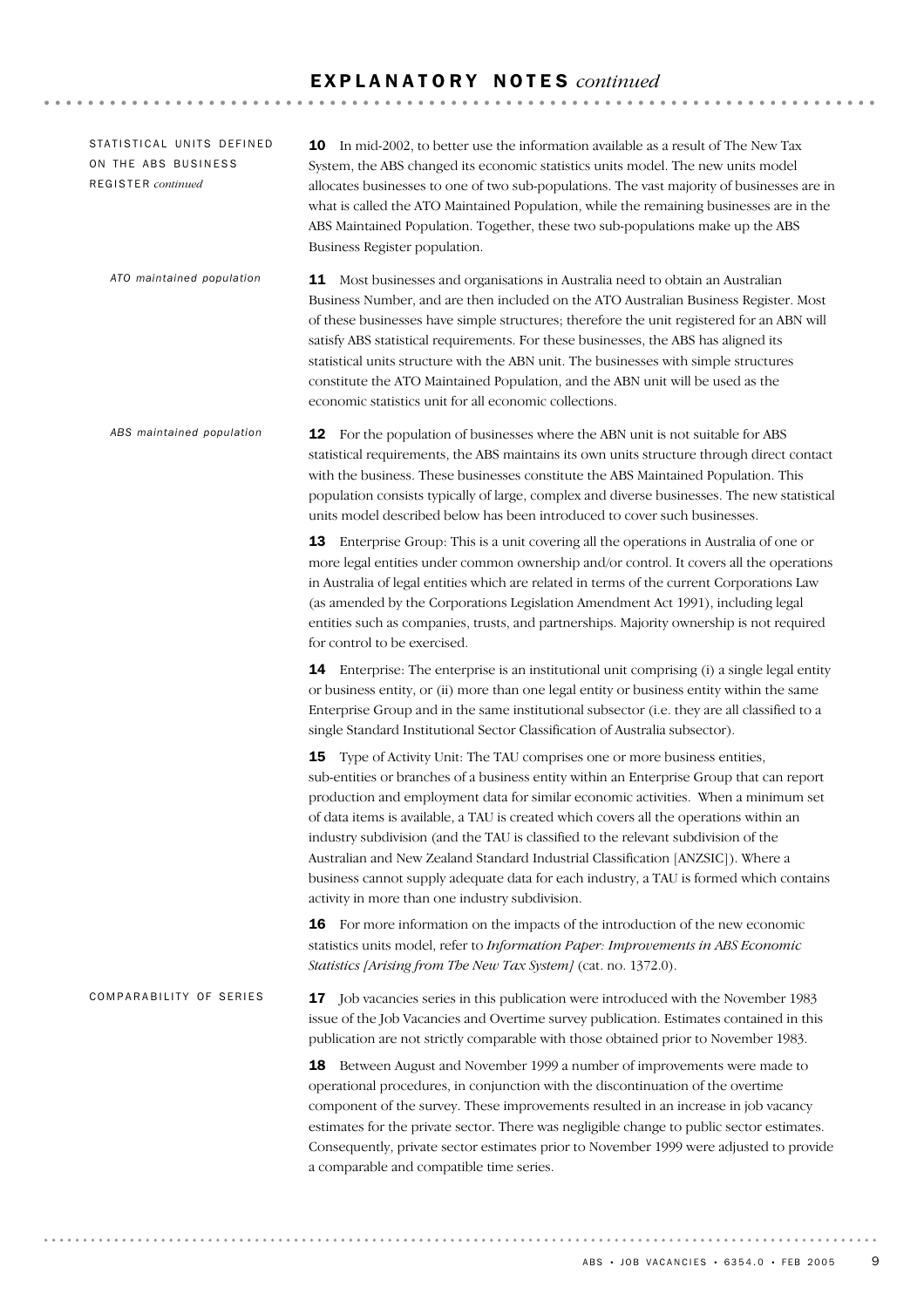# EXPLANATORY NOTES *continued*

## STATISTICAL UNITS DEFINED ON THE ABS BUSINESS REGISTER *continued*

**10** In mid-2002, to better use the information available as a result of The New Tax System, the ABS changed its economic statistics units model. The new units model allocates businesses to one of two sub-populations. The vast majority of businesses are in what is called the ATO Maintained Population, while the remaining businesses are in the ABS Maintained Population. Together, these two sub-populations make up the ABS Business Register population.

### *ATO maintained population*

**11** Most businesses and organisations in Australia need to obtain an Australian Business Number, and are then included on the ATO Australian Business Register. Most of these businesses have simple structures; therefore the unit registered for an ABN will satisfy ABS statistical requirements. For these businesses, the ABS has aligned its statistical units structure with the ABN unit. The businesses with simple structures constitute the ATO Maintained Population, and the ABN unit will be used as the economic statistics unit for all economic collections.

### *ABS maintained population*

**12** For the population of businesses where the ABN unit is not suitable for ABS statistical requirements, the ABS maintains its own units structure through direct contact with the business. These businesses constitute the ABS Maintained Population. This population consists typically of large, complex and diverse businesses. The new statistical units model described below has been introduced to cover such businesses.

**13** Enterprise Group: This is a unit covering all the operations in Australia of one or more legal entities under common ownership and/or control. It covers all the operations in Australia of legal entities which are related in terms of the current Corporations Law (as amended by the Corporations Legislation Amendment Act 1991), including legal entities such as companies, trusts, and partnerships. Majority ownership is not required for control to be exercised.

**14** Enterprise: The enterprise is an institutional unit comprising (i) a single legal entity or business entity, or (ii) more than one legal entity or business entity within the same Enterprise Group and in the same institutional subsector (i.e. they are all classified to a single Standard Institutional Sector Classification of Australia subsector).

**15** Type of Activity Unit: The TAU comprises one or more business entities, sub-entities or branches of a business entity within an Enterprise Group that can report production and employment data for similar economic activities. When a minimum set of data items is available, a TAU is created which covers all the operations within an industry subdivision (and the TAU is classified to the relevant subdivision of the Australian and New Zealand Standard Industrial Classification [ANZSIC]). Where a business cannot supply adequate data for each industry, a TAU is formed which contains activity in more than one industry subdivision.

**16** For more information on the impacts of the introduction of the new economic statistics units model, refer to *Information Paper: Improvements in ABS Economic Statistics [Arising from The New Tax System]* (cat. no. 1372.0).

## COMPARABILITY OF SERIES

**17** Job vacancies series in this publication were introduced with the November 1983 issue of the Job Vacancies and Overtime survey publication. Estimates contained in this publication are not strictly comparable with those obtained prior to November 1983.

**18** Between August and November 1999 a number of improvements were made to operational procedures, in conjunction with the discontinuation of the overtime component of the survey. These improvements resulted in an increase in job vacancy estimates for the private sector. There was negligible change to public sector estimates. Consequently, private sector estimates prior to November 1999 were adjusted to provide a comparable and compatible time series.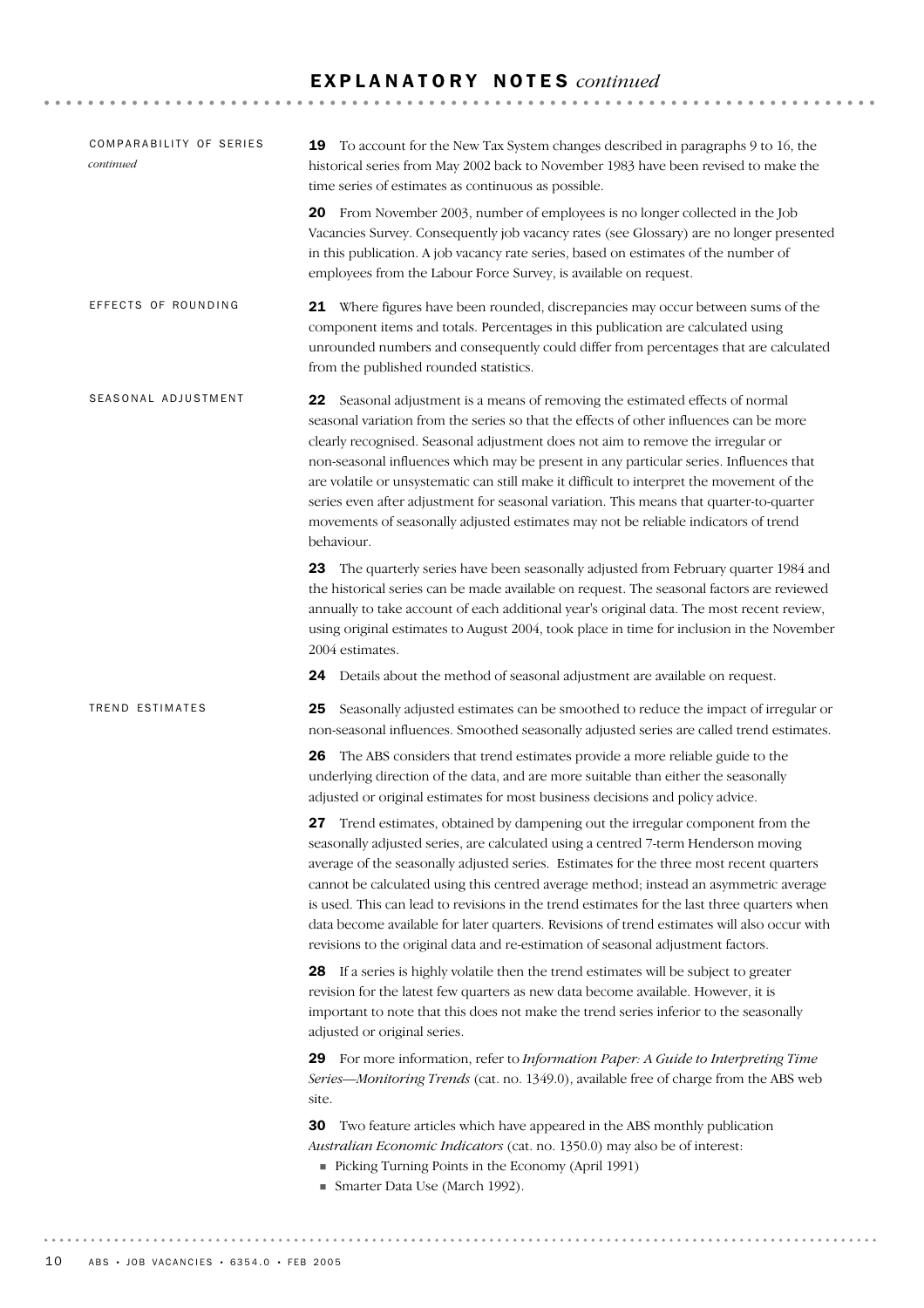# EXPLANATORY NOTES *continued*

## COMPARABILITY OF SERIES *continued*

**19** To account for the New Tax System changes described in paragraphs 9 to 16, the historical series from May 2002 back to November 1983 have been revised to make the time series of estimates as continuous as possible.

**20** From November 2003, number of employees is no longer collected in the Job Vacancies Survey. Consequently job vacancy rates (see Glossary) are no longer presented in this publication. A job vacancy rate series, based on estimates of the number of employees from the Labour Force Survey, is available on request.

## EFFECTS OF ROUNDING

**21** Where figures have been rounded, discrepancies may occur between sums of the component items and totals. Percentages in this publication are calculated using unrounded numbers and consequently could differ from percentages that are calculated from the published rounded statistics.

## SEASONAL ADJUSTMENT

**22** Seasonal adjustment is a means of removing the estimated effects of normal seasonal variation from the series so that the effects of other influences can be more clearly recognised. Seasonal adjustment does not aim to remove the irregular or non-seasonal influences which may be present in any particular series. Influences that are volatile or unsystematic can still make it difficult to interpret the movement of the series even after adjustment for seasonal variation. This means that quarter-to-quarter movements of seasonally adjusted estimates may not be reliable indicators of trend behaviour.

**23** The quarterly series have been seasonally adjusted from February quarter 1984 and the historical series can be made available on request. The seasonal factors are reviewed annually to take account of each additional year's original data. The most recent review, using original estimates to August 2004, took place in time for inclusion in the November 2004 estimates.

**24** Details about the method of seasonal adjustment are available on request.

## TREND ESTIMATES

**25** Seasonally adjusted estimates can be smoothed to reduce the impact of irregular or non-seasonal influences. Smoothed seasonally adjusted series are called trend estimates.

**26** The ABS considers that trend estimates provide a more reliable guide to the underlying direction of the data, and are more suitable than either the seasonally adjusted or original estimates for most business decisions and policy advice.

**27** Trend estimates, obtained by dampening out the irregular component from the seasonally adjusted series, are calculated using a centred 7-term Henderson moving average of the seasonally adjusted series. Estimates for the three most recent quarters cannot be calculated using this centred average method; instead an asymmetric average is used. This can lead to revisions in the trend estimates for the last three quarters when data become available for later quarters. Revisions of trend estimates will also occur with revisions to the original data and re-estimation of seasonal adjustment factors.

**28** If a series is highly volatile then the trend estimates will be subject to greater revision for the latest few quarters as new data become available. However, it is important to note that this does not make the trend series inferior to the seasonally adjusted or original series.

**29** For more information, refer to *Information Paper: A Guide to Interpreting Time Series—Monitoring Trends* (cat. no. 1349.0), available free of charge from the ABS web site.

**30** Two feature articles which have appeared in the ABS monthly publication *Australian Economic Indicators* (cat. no. 1350.0) may also be of interest:

- Picking Turning Points in the Economy (April 1991)
- Smarter Data Use (March 1992).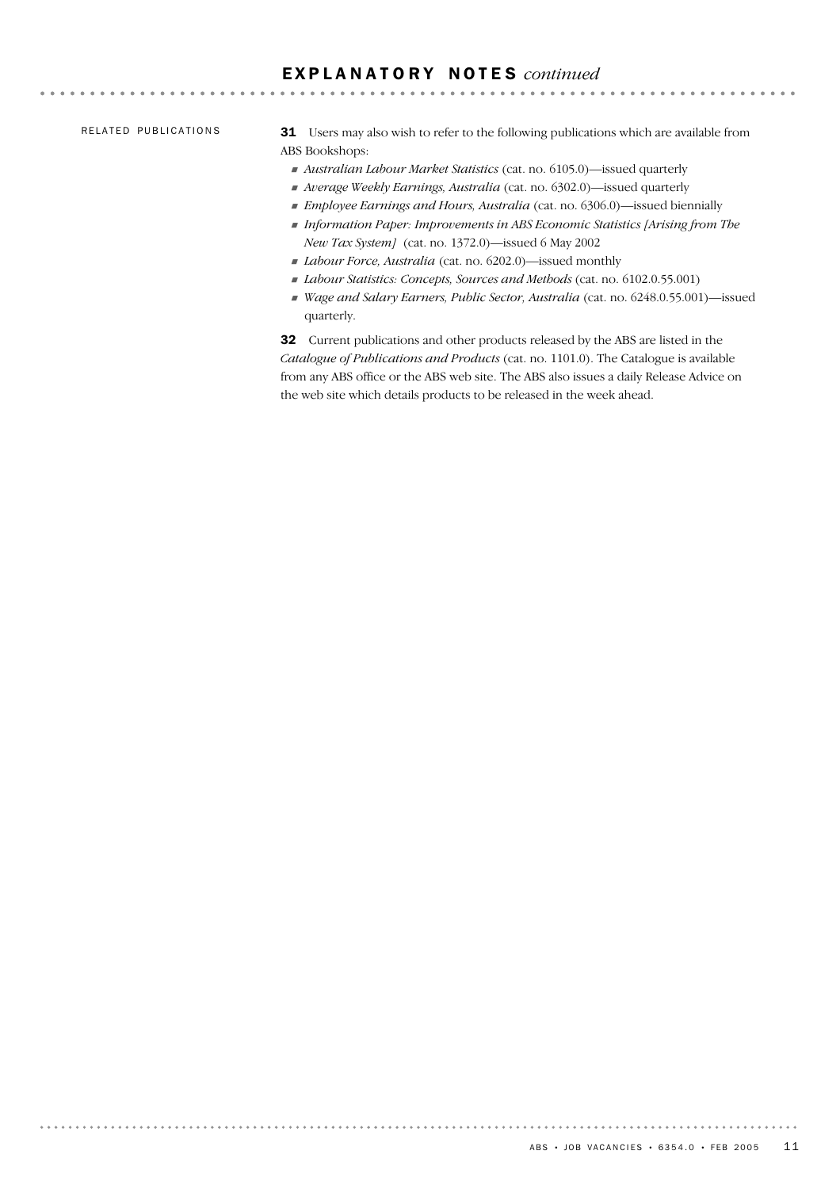## EXPLANATORY NOTES *continued*

RELATED PUBLICATIONS

**31** Users may also wish to refer to the following publications which are available from ABS Bookshops:

- *Australian Labour Market Statistics* (cat. no. 6105.0)—issued quarterly
- *Average Weekly Earnings, Australia* (cat. no. 6302.0)—issued quarterly
- *Employee Earnings and Hours, Australia* (cat. no. 6306.0)—issued biennially
- *Information Paper: Improvements in ABS Economic Statistics [Arising from The New Tax System]* (cat. no. 1372.0)—issued 6 May 2002
- *Labour Force, Australia* (cat. no. 6202.0)—issued monthly
- *Labour Statistics: Concepts, Sources and Methods* (cat. no. 6102.0.55.001)
- *Wage and Salary Earners, Public Sector, Australia* (cat. no. 6248.0.55.001)—issued quarterly.

**32** Current publications and other products released by the ABS are listed in the *Catalogue of Publications and Products* (cat. no. 1101.0). The Catalogue is available from any ABS office or the ABS web site. The ABS also issues a daily Release Advice on the web site which details products to be released in the week ahead.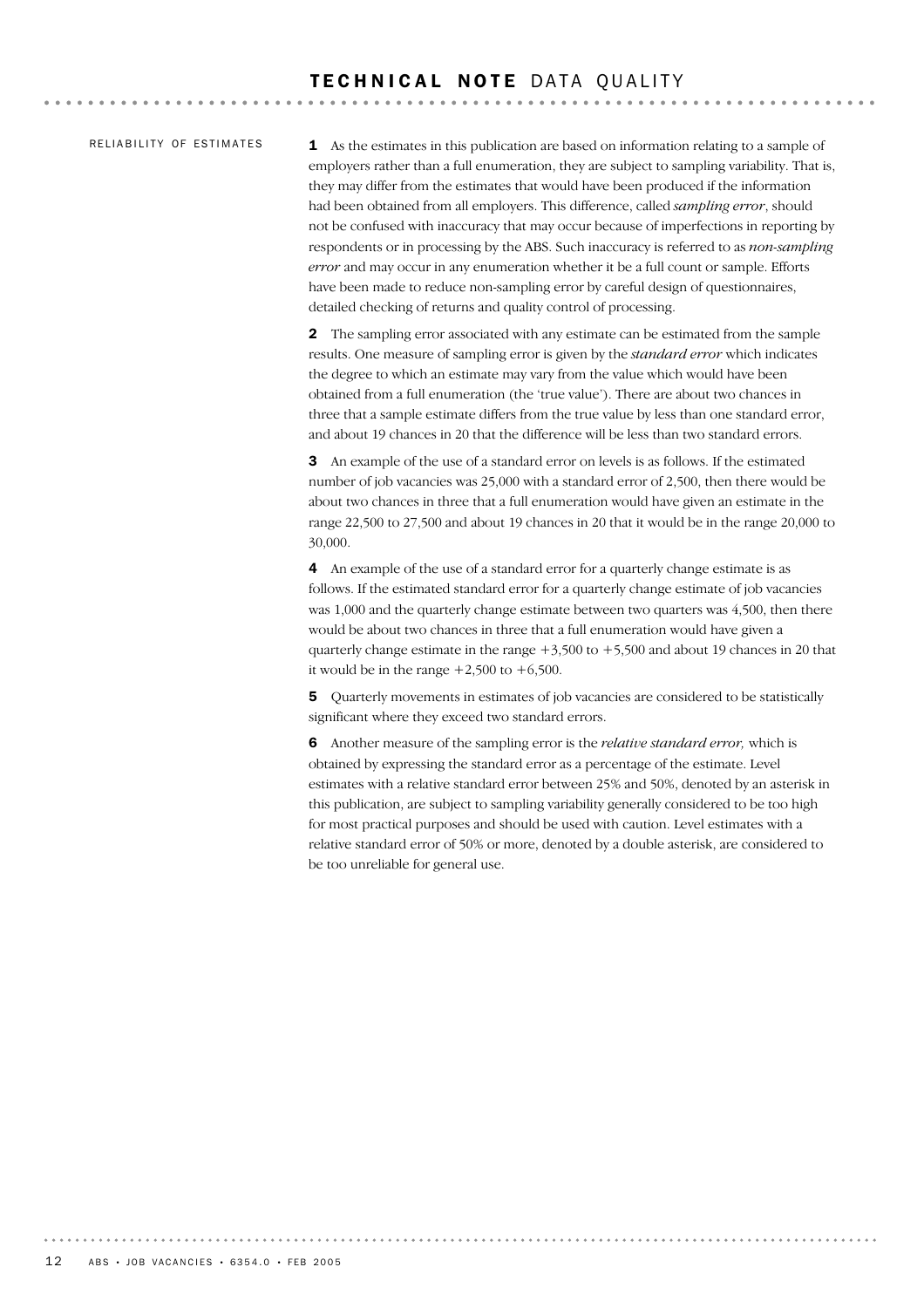# TECHNICAL NOTE DATA QUALITY

## RELIABILITY OF ESTIMATES

**1** As the estimates in this publication are based on information relating to a sample of employers rather than a full enumeration, they are subject to sampling variability. That is, they may differ from the estimates that would have been produced if the information had been obtained from all employers. This difference, called *sampling error*, should not be confused with inaccuracy that may occur because of imperfections in reporting by respondents or in processing by the ABS. Such inaccuracy is referred to as *non-sampling error* and may occur in any enumeration whether it be a full count or sample. Efforts have been made to reduce non-sampling error by careful design of questionnaires, detailed checking of returns and quality control of processing.

**2** The sampling error associated with any estimate can be estimated from the sample results. One measure of sampling error is given by the *standard error* which indicates the degree to which an estimate may vary from the value which would have been obtained from a full enumeration (the 'true value'). There are about two chances in three that a sample estimate differs from the true value by less than one standard error, and about 19 chances in 20 that the difference will be less than two standard errors.

**3** An example of the use of a standard error on levels is as follows. If the estimated number of job vacancies was 25,000 with a standard error of 2,500, then there would be about two chances in three that a full enumeration would have given an estimate in the range 22,500 to 27,500 and about 19 chances in 20 that it would be in the range 20,000 to 30,000.

**4** An example of the use of a standard error for a quarterly change estimate is as follows. If the estimated standard error for a quarterly change estimate of job vacancies was 1,000 and the quarterly change estimate between two quarters was 4,500, then there would be about two chances in three that a full enumeration would have given a quarterly change estimate in the range +3,500 to +5,500 and about 19 chances in 20 that it would be in the range +2,500 to +6,500.

**5** Quarterly movements in estimates of job vacancies are considered to be statistically significant where they exceed two standard errors.

**6** Another measure of the sampling error is the *relative standard error,* which is obtained by expressing the standard error as a percentage of the estimate. Level estimates with a relative standard error between 25% and 50%, denoted by an asterisk in this publication, are subject to sampling variability generally considered to be too high for most practical purposes and should be used with caution. Level estimates with a relative standard error of 50% or more, denoted by a double asterisk, are considered to be too unreliable for general use.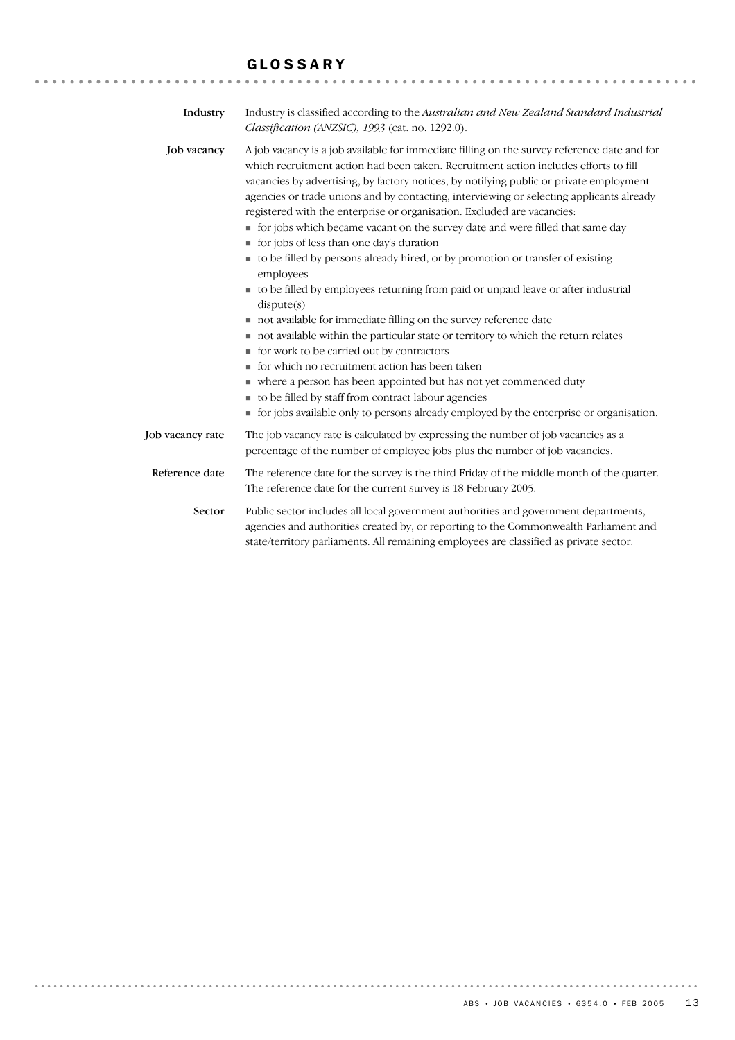# GLOSSARY

**Industry**

Industry is classified according to the *Australian and New Zealand Standard Industrial Classification (ANZSIC), 1993* (cat. no. 1292.0).

**Job vacancy**

A job vacancy is a job available for immediate filling on the survey reference date and for which recruitment action had been taken. Recruitment action includes efforts to fill vacancies by advertising, by factory notices, by notifying public or private employment agencies or trade unions and by contacting, interviewing or selecting applicants already registered with the enterprise or organisation. Excluded are vacancies:

- for jobs which became vacant on the survey date and were filled that same day
- for jobs of less than one day's duration
- to be filled by persons already hired, or by promotion or transfer of existing employees
- to be filled by employees returning from paid or unpaid leave or after industrial dispute(s)
- not available for immediate filling on the survey reference date
- not available within the particular state or territory to which the return relates
- for work to be carried out by contractors
- for which no recruitment action has been taken
- where a person has been appointed but has not yet commenced duty
- to be filled by staff from contract labour agencies
- for jobs available only to persons already employed by the enterprise or organisation.

**Job vacancy rate**

The job vacancy rate is calculated by expressing the number of job vacancies as a percentage of the number of employee jobs plus the number of job vacancies.

**Reference date**

The reference date for the survey is the third Friday of the middle month of the quarter. The reference date for the current survey is 18 February 2005.

**Sector**

Public sector includes all local government authorities and government departments, agencies and authorities created by, or reporting to the Commonwealth Parliament and state/territory parliaments. All remaining employees are classified as private sector.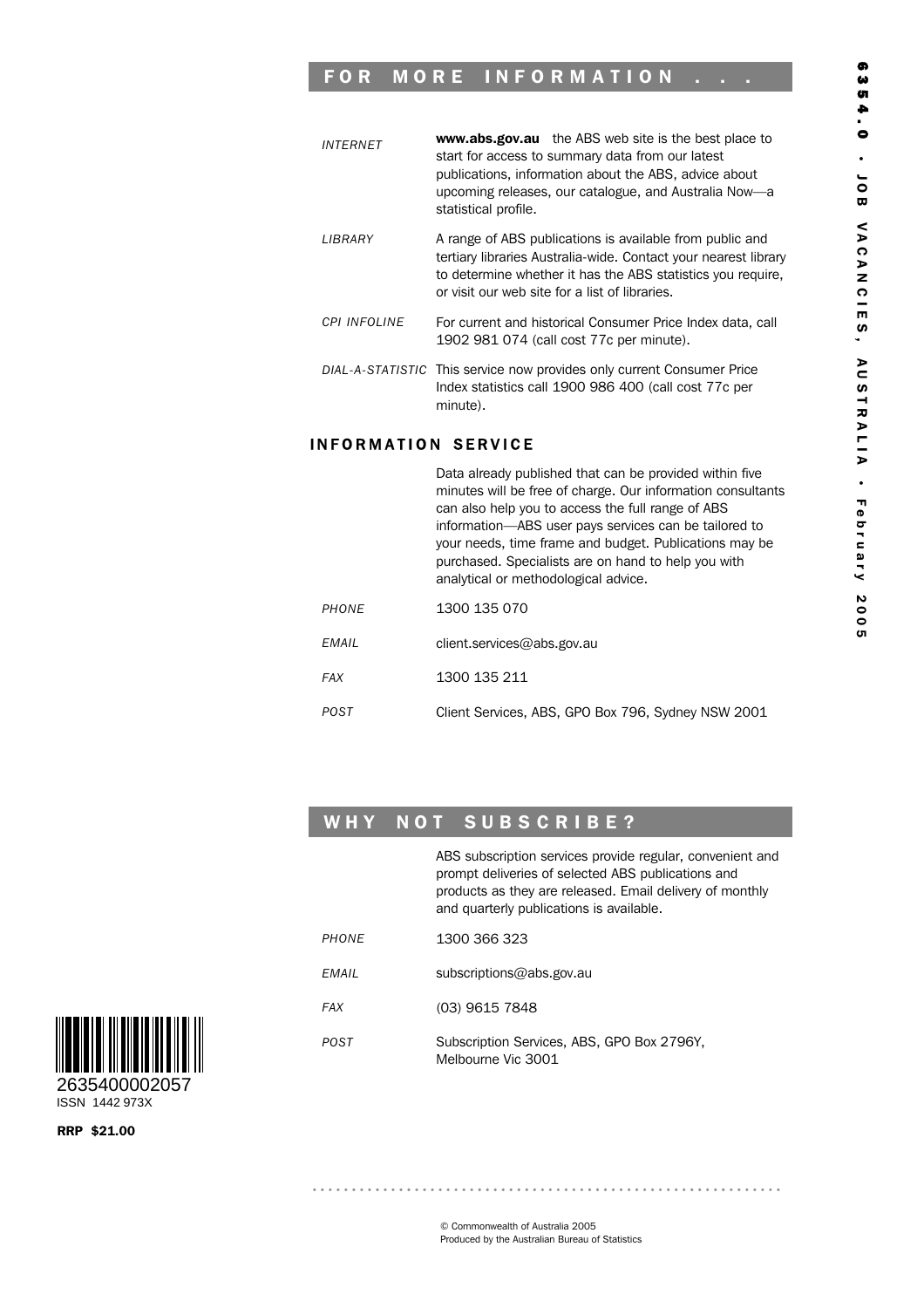## FOR MORE INFORMATION . . .

*INTERNET* **www.abs.gov.au** the ABS web site is the best place to start for access to summary data from our latest publications, information about the ABS, advice about upcoming releases, our catalogue, and Australia Now—a statistical profile.

*LIBRARY* A range of ABS publications is available from public and tertiary libraries Australia-wide. Contact your nearest library to determine whether it has the ABS statistics you require, or visit our web site for a list of libraries.

*CPI INFOLINE* For current and historical Consumer Price Index data, call 1902 981 074 (call cost 77c per minute).

*DIAL-A-STATISTIC* This service now provides only current Consumer Price Index statistics call 1900 986 400 (call cost 77c per minute).

### INFORMATION SERVICE

Data already published that can be provided within five minutes will be free of charge. Our information consultants can also help you to access the full range of ABS information—ABS user pays services can be tailored to your needs, time frame and budget. Publications may be purchased. Specialists are on hand to help you with analytical or methodological advice.

*PHONE* 1300 135 070

*EMAIL* client.services@abs.gov.au

*FAX* 1300 135 211

*POST* Client Services, ABS, GPO Box 796, Sydney NSW 2001

## WHY NOT SUBSCRIBE?

ABS subscription services provide regular, convenient and prompt deliveries of selected ABS publications and products as they are released. Email delivery of monthly and quarterly publications is available.

*PHONE* 1300 366 323

*EMAIL* subscriptions@abs.gov.au

*FAX* (03) 9615 7848

*POST* Subscription Services, ABS, GPO Box 2796Y, Melbourne Vic 3001

2635400002057
ISSN 1442 973X

**RRP $21.00**

© Commonwealth of Australia 2005
Produced by the Australian Bureau of Statistics